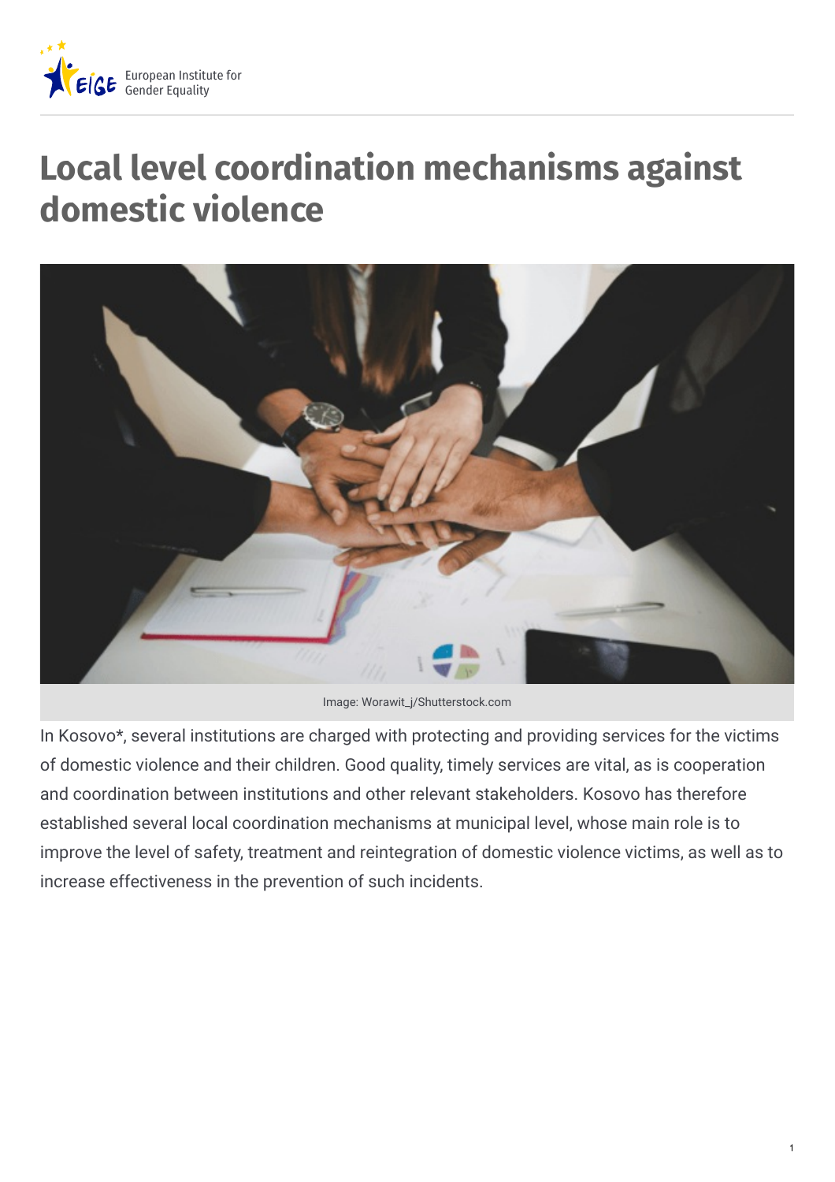# Local level coordination mechanisms against domestic violence

Image: Worawit_j/Shutterstock.com

In Kosovo*, several institutions are charged with protecting and providing services for the victims of domestic violence and their children. Good quality, timely services are vital, as is cooperation and coordination between institutions and other relevant stakeholders. Kosovo has therefore established several local coordination mechanisms at municipal level, whose main role is to improve the level of safety, treatment and reintegration of domestic violence victims, as well as to increase effectiveness in the prevention of such incidents.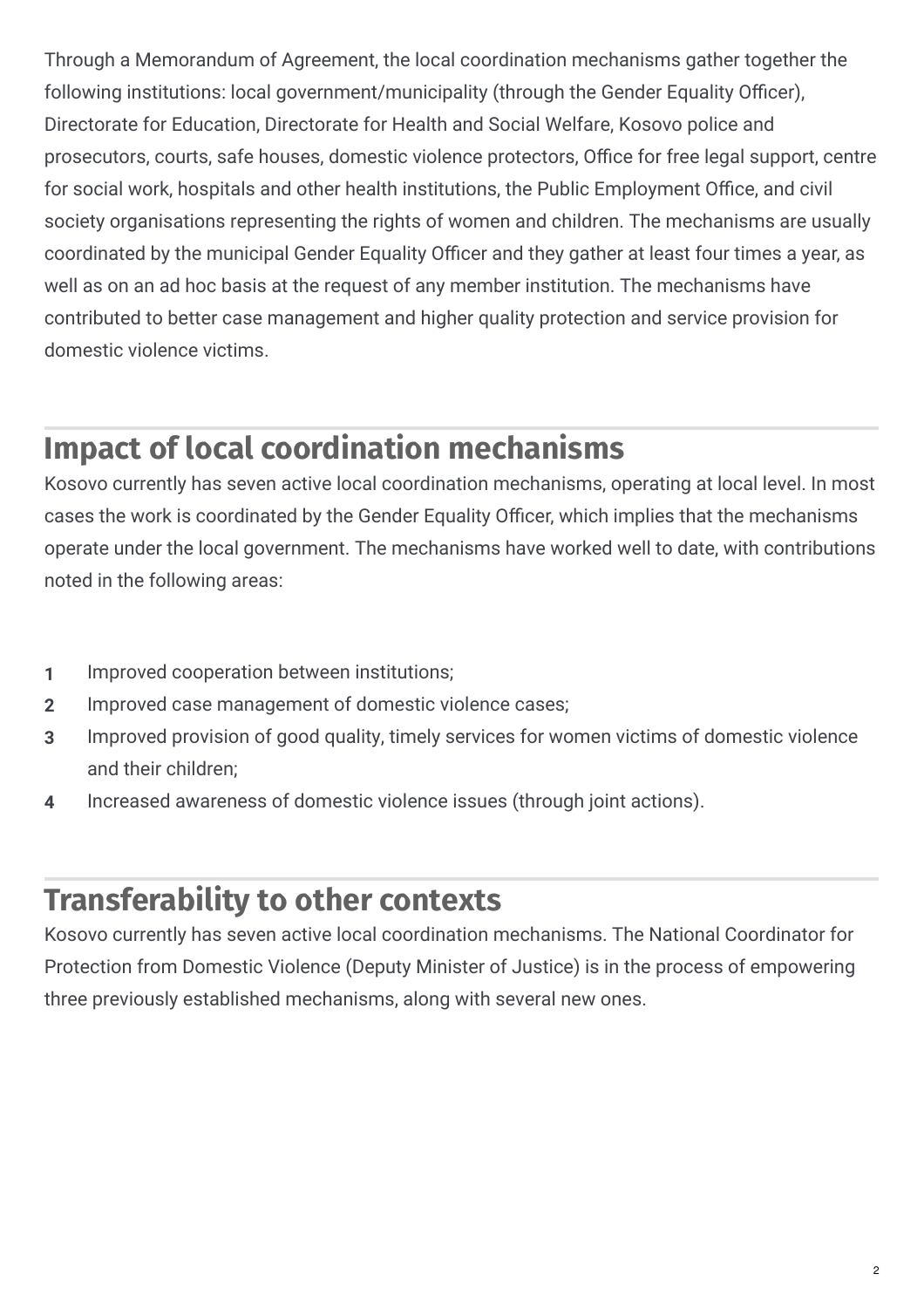Through a Memorandum of Agreement, the local coordination mechanisms gather together the following institutions: local government/municipality (through the Gender Equality Officer), Directorate for Education, Directorate for Health and Social Welfare, Kosovo police and prosecutors, courts, safe houses, domestic violence protectors, Office for free legal support, centre for social work, hospitals and other health institutions, the Public Employment Office, and civil society organisations representing the rights of women and children. The mechanisms are usually coordinated by the municipal Gender Equality Officer and they gather at least four times a year, as well as on an ad hoc basis at the request of any member institution. The mechanisms have contributed to better case management and higher quality protection and service provision for domestic violence victims.

## Impact of local coordination mechanisms

Kosovo currently has seven active local coordination mechanisms, operating at local level. In most cases the work is coordinated by the Gender Equality Officer, which implies that the mechanisms operate under the local government. The mechanisms have worked well to date, with contributions noted in the following areas:

1. Improved cooperation between institutions;
2. Improved case management of domestic violence cases;
3. Improved provision of good quality, timely services for women victims of domestic violence and their children;
4. Increased awareness of domestic violence issues (through joint actions).

## Transferability to other contexts

Kosovo currently has seven active local coordination mechanisms. The National Coordinator for Protection from Domestic Violence (Deputy Minister of Justice) is in the process of empowering three previously established mechanisms, along with several new ones.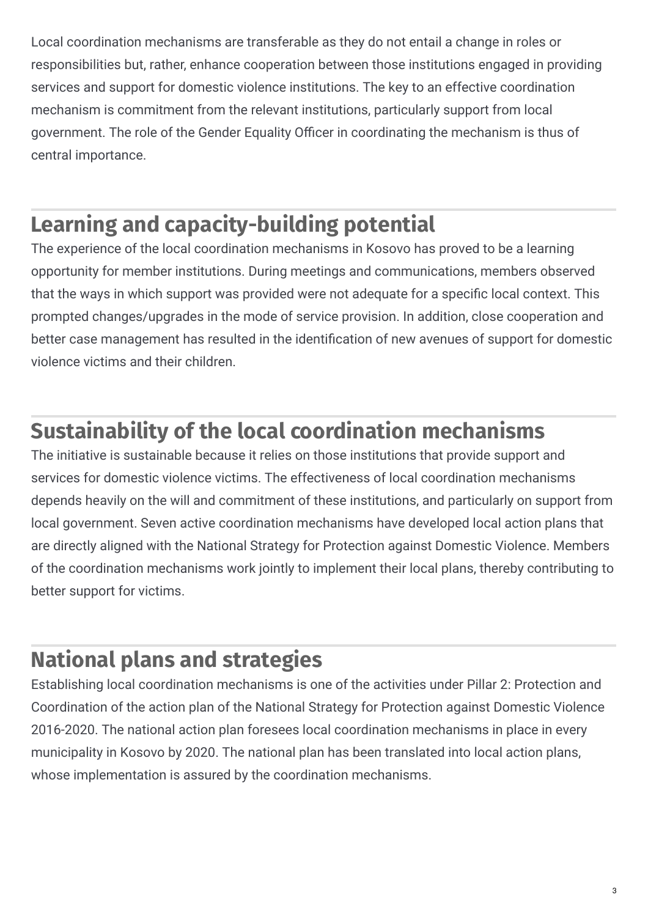Local coordination mechanisms are transferable as they do not entail a change in roles or responsibilities but, rather, enhance cooperation between those institutions engaged in providing services and support for domestic violence institutions. The key to an effective coordination mechanism is commitment from the relevant institutions, particularly support from local government. The role of the Gender Equality Officer in coordinating the mechanism is thus of central importance.

## Learning and capacity-building potential

The experience of the local coordination mechanisms in Kosovo has proved to be a learning opportunity for member institutions. During meetings and communications, members observed that the ways in which support was provided were not adequate for a specific local context. This prompted changes/upgrades in the mode of service provision. In addition, close cooperation and better case management has resulted in the identification of new avenues of support for domestic violence victims and their children.

## Sustainability of the local coordination mechanisms

The initiative is sustainable because it relies on those institutions that provide support and services for domestic violence victims. The effectiveness of local coordination mechanisms depends heavily on the will and commitment of these institutions, and particularly on support from local government. Seven active coordination mechanisms have developed local action plans that are directly aligned with the National Strategy for Protection against Domestic Violence. Members of the coordination mechanisms work jointly to implement their local plans, thereby contributing to better support for victims.

## National plans and strategies

Establishing local coordination mechanisms is one of the activities under Pillar 2: Protection and Coordination of the action plan of the National Strategy for Protection against Domestic Violence 2016-2020. The national action plan foresees local coordination mechanisms in place in every municipality in Kosovo by 2020. The national plan has been translated into local action plans, whose implementation is assured by the coordination mechanisms.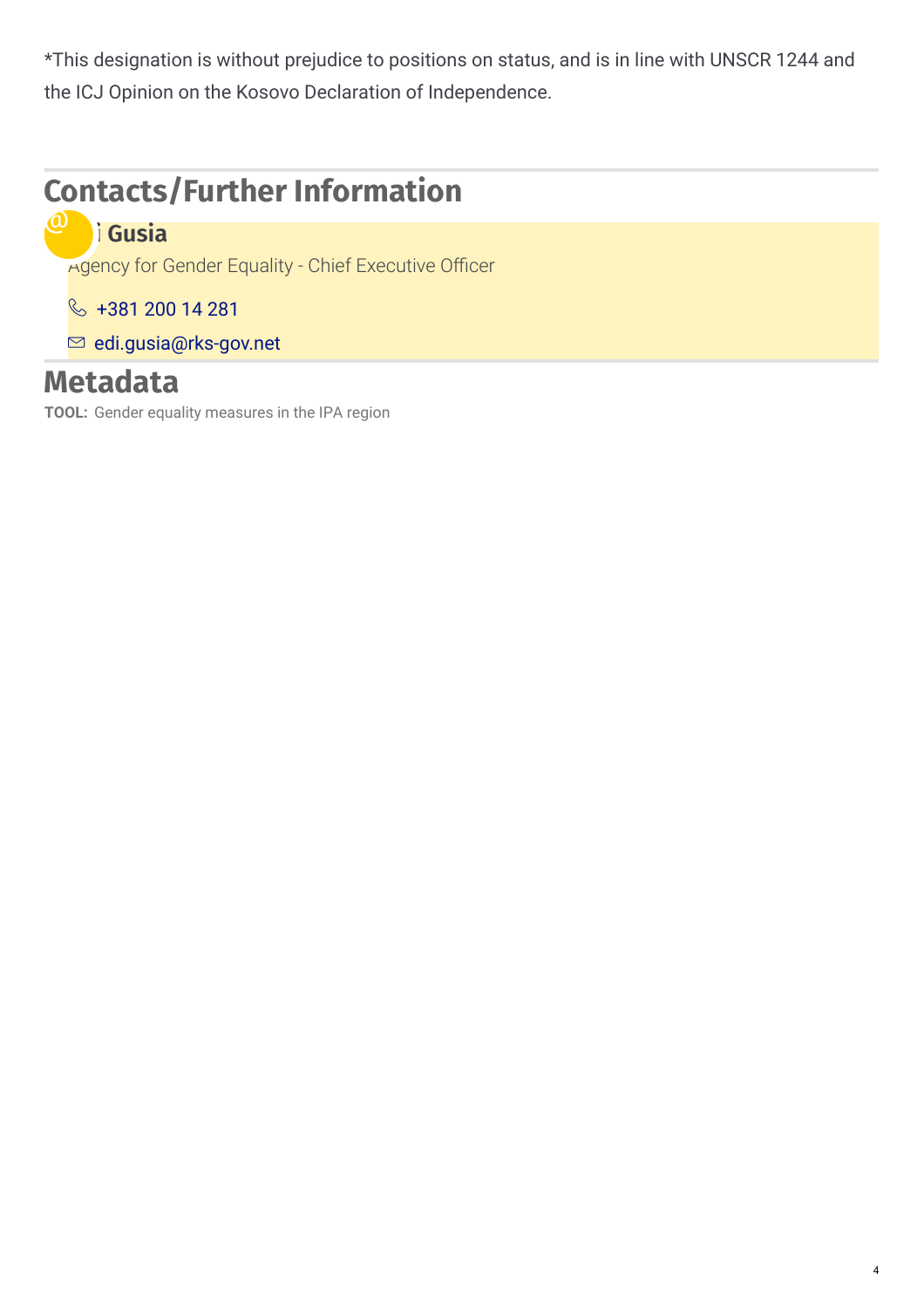*This designation is without prejudice to positions on status, and is in line with UNSCR 1244 and the ICJ Opinion on the Kosovo Declaration of Independence.

## Contacts/Further Information

**i Gusia**

Agency for Gender Equality - Chief Executive Officer

+381 200 14 281

edi.gusia@rks-gov.net

## Metadata

**TOOL:** Gender equality measures in the IPA region